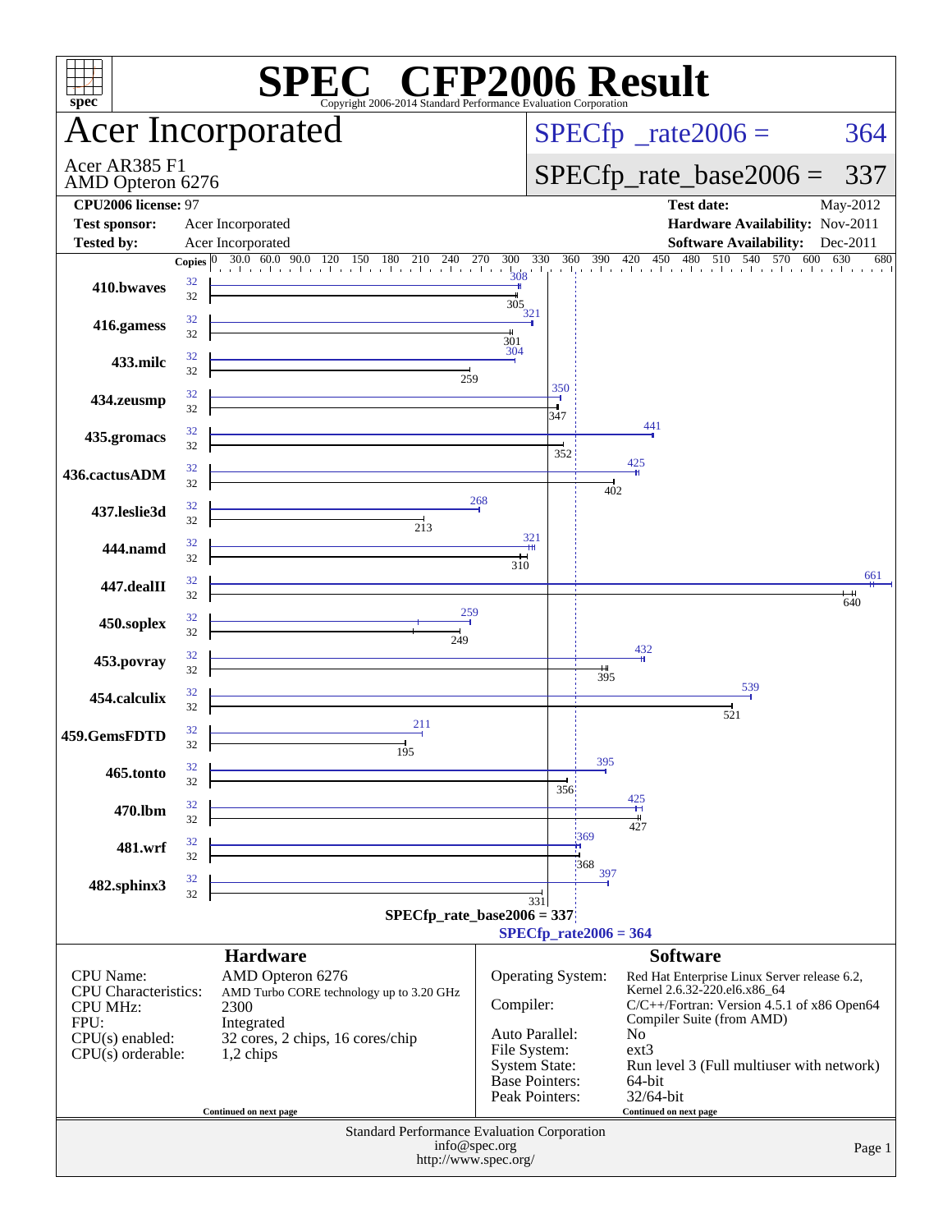# SPEC CFP2006 Result

Copyright 2006-2014 Standard Performance Evaluation Corporation

## Acer Incorporated

Acer AR385 F1
AMD Opteron 6276

SPECfp_rate2006 = 364
SPECfp_rate_base2006 = 337

| | | | |
|---|---|---|---|
| **CPU2006 license:** | 97 | **Test date:** | May-2012 |
| **Test sponsor:** | Acer Incorporated | **Hardware Availability:** | Nov-2011 |
| **Tested by:** | Acer Incorporated | **Software Availability:** | Dec-2011 |

| Benchmark | Copies (peak) | Peak | Copies (base) | Base |
|---|---|---|---|---|
| 410.bwaves | 32 | 308 | 32 | 305 |
| 416.gamess | 32 | 321 | 32 | 301 |
| 433.milc | 32 | 304 | 32 | 259 |
| 434.zeusmp | 32 | 350 | 32 | 347 |
| 435.gromacs | 32 | 441 | 32 | 352 |
| 436.cactusADM | 32 | 425 | 32 | 402 |
| 437.leslie3d | 32 | 268 | 32 | 213 |
| 444.namd | 32 | 321 | 32 | 310 |
| 447.dealII | 32 | 661 | 32 | 640 |
| 450.soplex | 32 | 259 | 32 | 249 |
| 453.povray | 32 | 432 | 32 | 395 |
| 454.calculix | 32 | 539 | 32 | 521 |
| 459.GemsFDTD | 32 | 211 | 32 | 195 |
| 465.tonto | 32 | 395 | 32 | 356 |
| 470.lbm | 32 | 425 | 32 | 427 |
| 481.wrf | 32 | 369 | 32 | 368 |
| 482.sphinx3 | 32 | 397 | 32 | 331 |

SPECfp_rate_base2006 = 337
SPECfp_rate2006 = 364

### Hardware

| | |
|---|---|
| CPU Name: | AMD Opteron 6276 |
| CPU Characteristics: | AMD Turbo CORE technology up to 3.20 GHz |
| CPU MHz: | 2300 |
| FPU: | Integrated |
| CPU(s) enabled: | 32 cores, 2 chips, 16 cores/chip |
| CPU(s) orderable: | 1,2 chips |

Continued on next page

### Software

| | |
|---|---|
| Operating System: | Red Hat Enterprise Linux Server release 6.2, Kernel 2.6.32-220.el6.x86_64 |
| Compiler: | C/C++/Fortran: Version 4.5.1 of x86 Open64 Compiler Suite (from AMD) |
| Auto Parallel: | No |
| File System: | ext3 |
| System State: | Run level 3 (Full multiuser with network) |
| Base Pointers: | 64-bit |
| Peak Pointers: | 32/64-bit |

Continued on next page

Standard Performance Evaluation Corporation
info@spec.org
http://www.spec.org/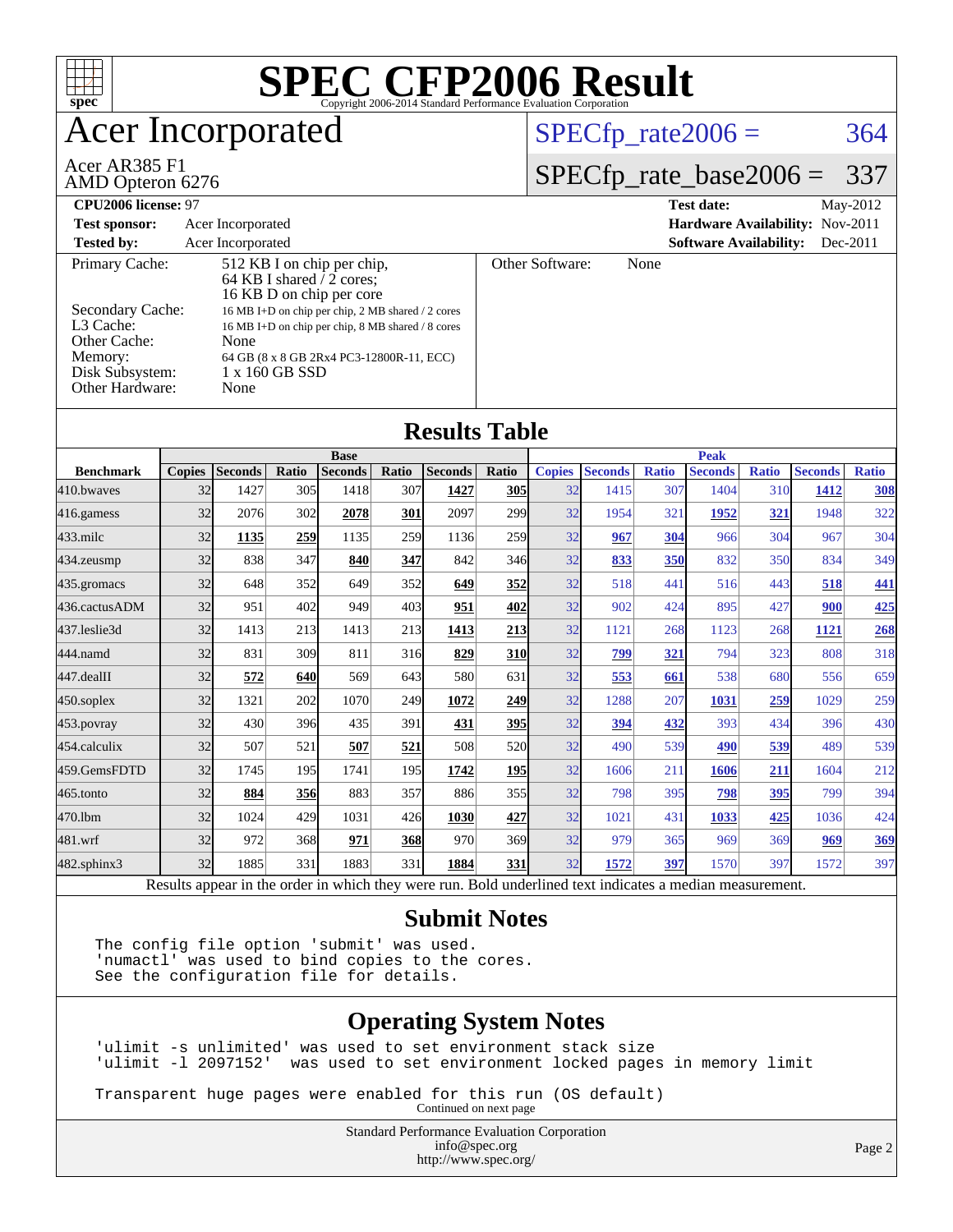# SPEC CFP2006 Result

Copyright 2006-2014 Standard Performance Evaluation Corporation

## Acer Incorporated

Acer AR385 F1
AMD Opteron 6276

SPECfp_rate2006 = 364

SPECfp_rate_base2006 = 337

| | | | |
|---|---|---|---|
| **CPU2006 license:** 97 | | **Test date:** | May-2012 |
| **Test sponsor:** | Acer Incorporated | **Hardware Availability:** | Nov-2011 |
| **Tested by:** | Acer Incorporated | **Software Availability:** | Dec-2011 |

| | |
|---|---|
| Primary Cache: | 512 KB I on chip per chip, 64 KB I shared / 2 cores; 16 KB D on chip per core |
| Secondary Cache: | 16 MB I+D on chip per chip, 2 MB shared / 2 cores |
| L3 Cache: | 16 MB I+D on chip per chip, 8 MB shared / 8 cores |
| Other Cache: | None |
| Memory: | 64 GB (8 x 8 GB 2Rx4 PC3-12800R-11, ECC) |
| Disk Subsystem: | 1 x 160 GB SSD |
| Other Hardware: | None |

Other Software: None

## Results Table

| | Base | | | | | | | | Peak | | | | | | |
|---|---|---|---|---|---|---|---|---|---|---|---|---|---|---|---|
| **Benchmark** | **Copies** | **Seconds** | **Ratio** | **Seconds** | **Ratio** | **Seconds** | **Ratio** | **Copies** | **Seconds** | **Ratio** | **Seconds** | **Ratio** | **Seconds** | **Ratio** |
| 410.bwaves | 32 | 1427 | 305 | 1418 | 307 | **1427** | **305** | 32 | 1415 | 307 | 1404 | 310 | **1412** | **308** |
| 416.gamess | 32 | 2076 | 302 | **2078** | **301** | 2097 | 299 | 32 | 1954 | 321 | **1952** | **321** | 1948 | 322 |
| 433.milc | 32 | **1135** | **259** | 1135 | 259 | 1136 | 259 | 32 | **967** | **304** | 966 | 304 | 967 | 304 |
| 434.zeusmp | 32 | 838 | 347 | **840** | **347** | 842 | 346 | 32 | **833** | **350** | 832 | 350 | 834 | 349 |
| 435.gromacs | 32 | 648 | 352 | 649 | 352 | **649** | **352** | 32 | 518 | 441 | 516 | 443 | **518** | **441** |
| 436.cactusADM | 32 | 951 | 402 | 949 | 403 | **951** | **402** | 32 | 902 | 424 | 895 | 427 | **900** | **425** |
| 437.leslie3d | 32 | 1413 | 213 | 1413 | 213 | **1413** | **213** | 32 | 1121 | 268 | 1123 | 268 | **1121** | **268** |
| 444.namd | 32 | 831 | 309 | 811 | 316 | **829** | **310** | 32 | **799** | **321** | 794 | 323 | 808 | 318 |
| 447.dealII | 32 | **572** | **640** | 569 | 643 | 580 | 631 | 32 | **553** | **661** | 538 | 680 | 556 | 659 |
| 450.soplex | 32 | 1321 | 202 | 1070 | 249 | **1072** | **249** | 32 | 1288 | 207 | **1031** | **259** | 1029 | 259 |
| 453.povray | 32 | 430 | 396 | 435 | 391 | **431** | **395** | 32 | **394** | **432** | 393 | 434 | 396 | 430 |
| 454.calculix | 32 | 507 | 521 | **507** | **521** | 508 | 520 | 32 | 490 | 539 | **490** | **539** | 489 | 539 |
| 459.GemsFDTD | 32 | 1745 | 195 | 1741 | 195 | **1742** | **195** | 32 | 1606 | 211 | **1606** | **211** | 1604 | 212 |
| 465.tonto | 32 | **884** | **356** | 883 | 357 | 886 | 355 | 32 | 798 | 395 | **798** | **395** | 799 | 394 |
| 470.lbm | 32 | 1024 | 429 | 1031 | 426 | **1030** | **427** | 32 | 1021 | 431 | **1033** | **425** | 1036 | 424 |
| 481.wrf | 32 | 972 | 368 | **971** | **368** | 970 | 369 | 32 | 979 | 365 | 969 | 369 | **969** | **369** |
| 482.sphinx3 | 32 | 1885 | 331 | 1883 | 331 | **1884** | **331** | 32 | **1572** | **397** | 1570 | 397 | 1572 | 397 |

Results appear in the order in which they were run. Bold underlined text indicates a median measurement.

## Submit Notes

```
The config file option 'submit' was used.
'numactl' was used to bind copies to the cores.
See the configuration file for details.
```

## Operating System Notes

```
'ulimit -s unlimited' was used to set environment stack size
'ulimit -l 2097152'  was used to set environment locked pages in memory limit

Transparent huge pages were enabled for this run (OS default)
```

Continued on next page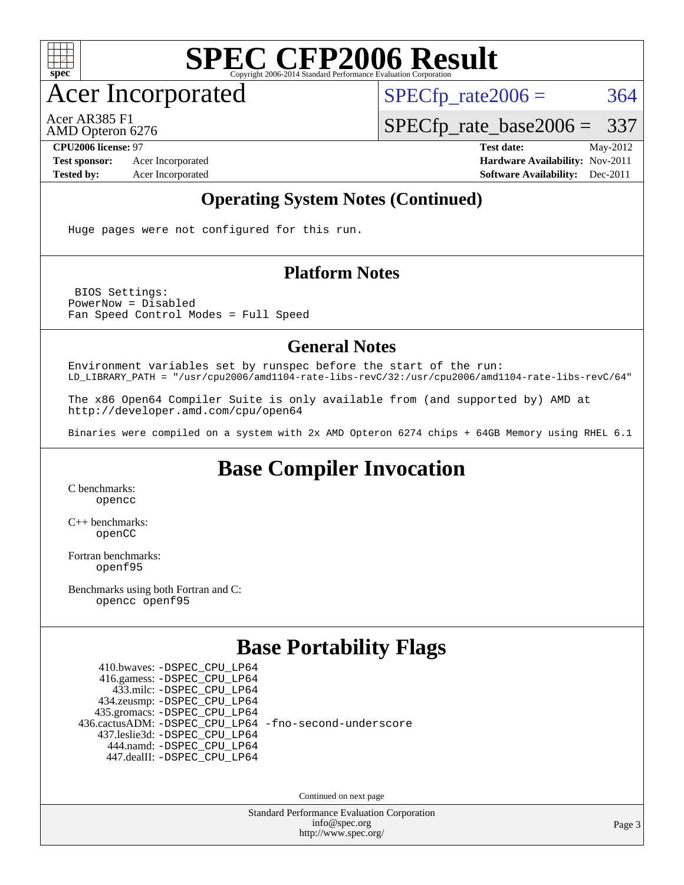# SPEC CFP2006 Result

Copyright 2006-2014 Standard Performance Evaluation Corporation

## Acer Incorporated

Acer AR385 F1
AMD Opteron 6276

SPECfp_rate2006 = 364

SPECfp_rate_base2006 = 337

| | | | |
|---|---|---|---|
| **CPU2006 license:** 97 | | **Test date:** | May-2012 |
| **Test sponsor:** | Acer Incorporated | **Hardware Availability:** | Nov-2011 |
| **Tested by:** | Acer Incorporated | **Software Availability:** | Dec-2011 |

### Operating System Notes (Continued)

```
Huge pages were not configured for this run.
```

### Platform Notes

```
 BIOS Settings:
PowerNow = Disabled
Fan Speed Control Modes = Full Speed
```

### General Notes

```
Environment variables set by runspec before the start of the run:
LD_LIBRARY_PATH = "/usr/cpu2006/amd1104-rate-libs-revC/32:/usr/cpu2006/amd1104-rate-libs-revC/64"

The x86 Open64 Compiler Suite is only available from (and supported by) AMD at
http://developer.amd.com/cpu/open64

Binaries were compiled on a system with 2x AMD Opteron 6274 chips + 64GB Memory using RHEL 6.1
```

## Base Compiler Invocation

C benchmarks:
opencc

C++ benchmarks:
openCC

Fortran benchmarks:
openf95

Benchmarks using both Fortran and C:
opencc openf95

## Base Portability Flags

410.bwaves: -DSPEC_CPU_LP64
416.gamess: -DSPEC_CPU_LP64
433.milc: -DSPEC_CPU_LP64
434.zeusmp: -DSPEC_CPU_LP64
435.gromacs: -DSPEC_CPU_LP64
436.cactusADM: -DSPEC_CPU_LP64 -fno-second-underscore
437.leslie3d: -DSPEC_CPU_LP64
444.namd: -DSPEC_CPU_LP64
447.dealII: -DSPEC_CPU_LP64

Continued on next page

Standard Performance Evaluation Corporation
info@spec.org
http://www.spec.org/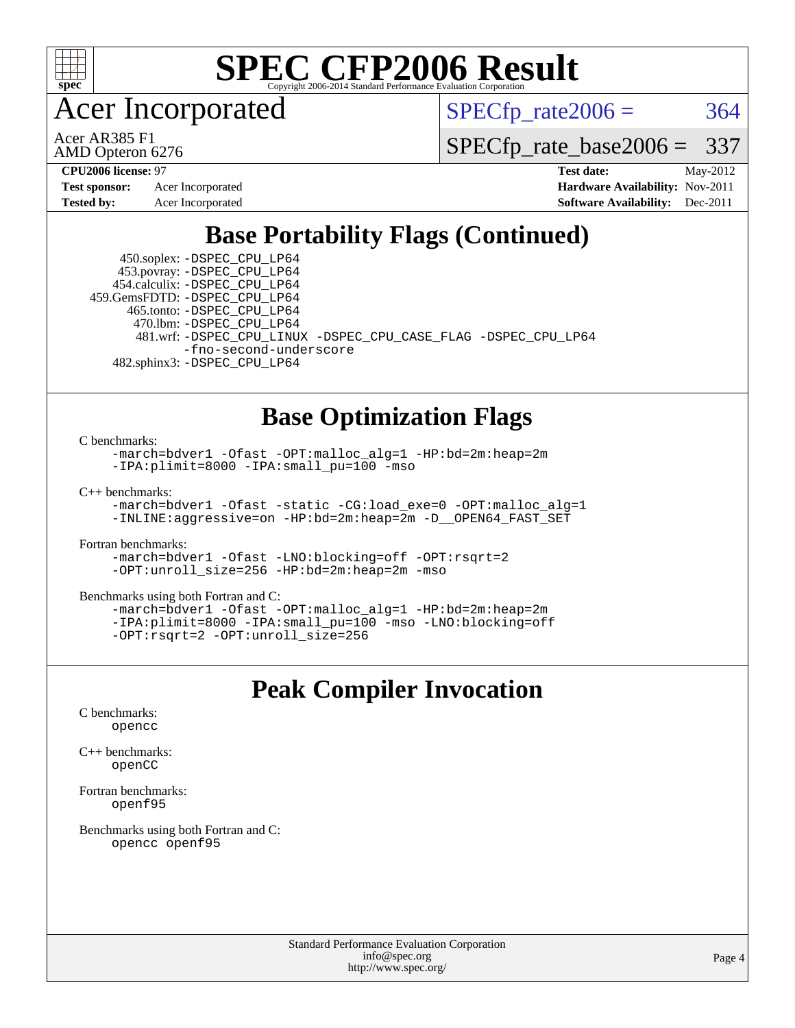# SPEC CFP2006 Result

Copyright 2006-2014 Standard Performance Evaluation Corporation

## Acer Incorporated

Acer AR385 F1
AMD Opteron 6276

SPECfp_rate2006 = 364

SPECfp_rate_base2006 = 337

| | | | |
|---|---|---|---|
| **CPU2006 license:** 97 | | **Test date:** | May-2012 |
| **Test sponsor:** | Acer Incorporated | **Hardware Availability:** | Nov-2011 |
| **Tested by:** | Acer Incorporated | **Software Availability:** | Dec-2011 |

## Base Portability Flags (Continued)

```
     450.soplex: -DSPEC_CPU_LP64
     453.povray: -DSPEC_CPU_LP64
   454.calculix: -DSPEC_CPU_LP64
  459.GemsFDTD: -DSPEC_CPU_LP64
      465.tonto: -DSPEC_CPU_LP64
        470.lbm: -DSPEC_CPU_LP64
        481.wrf: -DSPEC_CPU_LINUX -DSPEC_CPU_CASE_FLAG -DSPEC_CPU_LP64
                 -fno-second-underscore
    482.sphinx3: -DSPEC_CPU_LP64
```

## Base Optimization Flags

C benchmarks:

```
-march=bdver1 -Ofast -OPT:malloc_alg=1 -HP:bd=2m:heap=2m
-IPA:plimit=8000 -IPA:small_pu=100 -mso
```

C++ benchmarks:

```
-march=bdver1 -Ofast -static -CG:load_exe=0 -OPT:malloc_alg=1
-INLINE:aggressive=on -HP:bd=2m:heap=2m -D__OPEN64_FAST_SET
```

Fortran benchmarks:

```
-march=bdver1 -Ofast -LNO:blocking=off -OPT:rsqrt=2
-OPT:unroll_size=256 -HP:bd=2m:heap=2m -mso
```

Benchmarks using both Fortran and C:

```
-march=bdver1 -Ofast -OPT:malloc_alg=1 -HP:bd=2m:heap=2m
-IPA:plimit=8000 -IPA:small_pu=100 -mso -LNO:blocking=off
-OPT:rsqrt=2 -OPT:unroll_size=256
```

## Peak Compiler Invocation

C benchmarks:

```
opencc
```

C++ benchmarks:

```
openCC
```

Fortran benchmarks:

```
openf95
```

Benchmarks using both Fortran and C:

```
opencc openf95
```

Standard Performance Evaluation Corporation
info@spec.org
http://www.spec.org/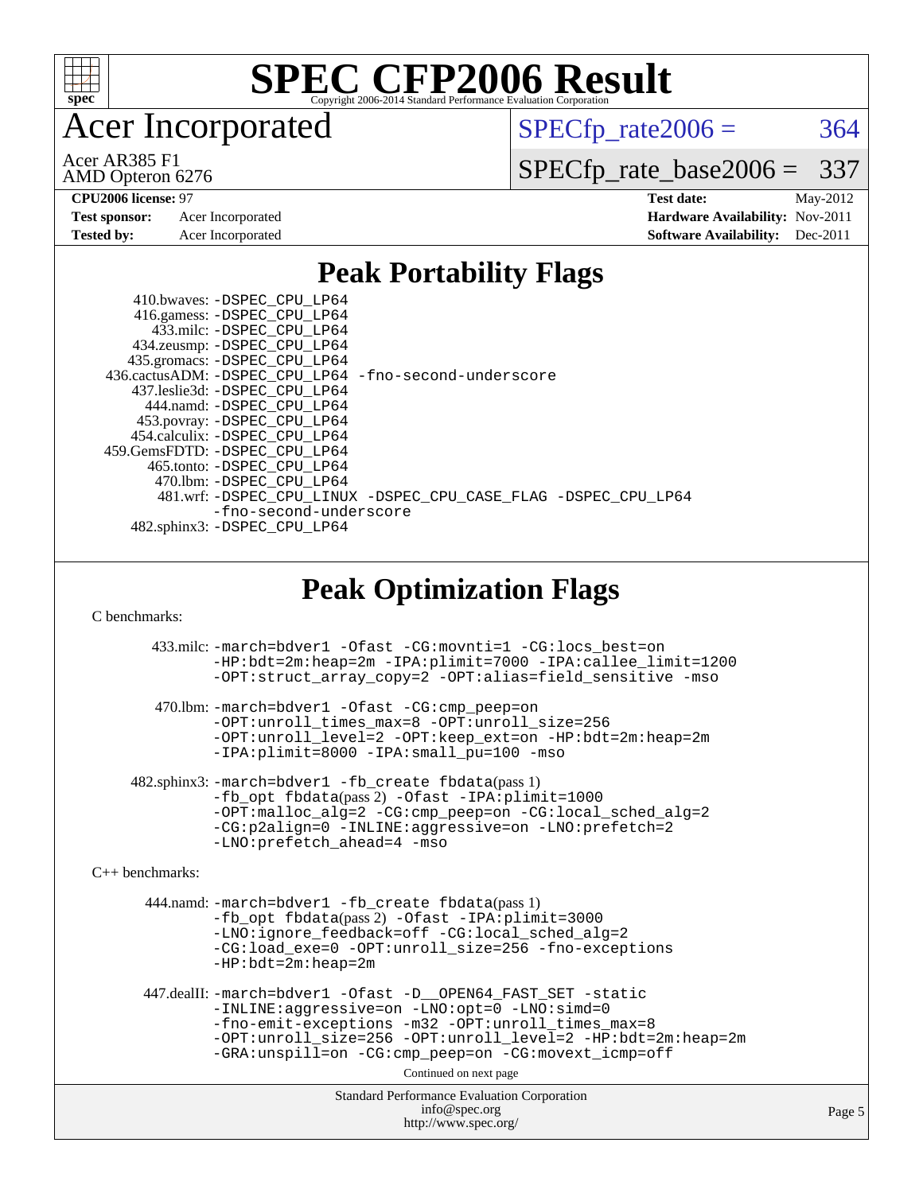# SPEC CFP2006 Result

Copyright 2006-2014 Standard Performance Evaluation Corporation

# Acer Incorporated

Acer AR385 F1
AMD Opteron 6276

SPECfp_rate2006 = 364

SPECfp_rate_base2006 = 337

| | | | |
|---|---|---|---|
| **CPU2006 license:** 97 | | **Test date:** | May-2012 |
| **Test sponsor:** | Acer Incorporated | **Hardware Availability:** | Nov-2011 |
| **Tested by:** | Acer Incorporated | **Software Availability:** | Dec-2011 |

## Peak Portability Flags

410.bwaves: -DSPEC_CPU_LP64
416.gamess: -DSPEC_CPU_LP64
433.milc: -DSPEC_CPU_LP64
434.zeusmp: -DSPEC_CPU_LP64
435.gromacs: -DSPEC_CPU_LP64
436.cactusADM: -DSPEC_CPU_LP64 -fno-second-underscore
437.leslie3d: -DSPEC_CPU_LP64
444.namd: -DSPEC_CPU_LP64
453.povray: -DSPEC_CPU_LP64
454.calculix: -DSPEC_CPU_LP64
459.GemsFDTD: -DSPEC_CPU_LP64
465.tonto: -DSPEC_CPU_LP64
470.lbm: -DSPEC_CPU_LP64
481.wrf: -DSPEC_CPU_LINUX -DSPEC_CPU_CASE_FLAG -DSPEC_CPU_LP64 -fno-second-underscore
482.sphinx3: -DSPEC_CPU_LP64

## Peak Optimization Flags

C benchmarks:

433.milc: -march=bdver1 -Ofast -CG:movnti=1 -CG:locs_best=on -HP:bdt=2m:heap=2m -IPA:plimit=7000 -IPA:callee_limit=1200 -OPT:struct_array_copy=2 -OPT:alias=field_sensitive -mso

470.lbm: -march=bdver1 -Ofast -CG:cmp_peep=on -OPT:unroll_times_max=8 -OPT:unroll_size=256 -OPT:unroll_level=2 -OPT:keep_ext=on -HP:bdt=2m:heap=2m -IPA:plimit=8000 -IPA:small_pu=100 -mso

482.sphinx3: -march=bdver1 -fb_create fbdata(pass 1) -fb_opt fbdata(pass 2) -Ofast -IPA:plimit=1000 -OPT:malloc_alg=2 -CG:cmp_peep=on -CG:local_sched_alg=2 -CG:p2align=0 -INLINE:aggressive=on -LNO:prefetch=2 -LNO:prefetch_ahead=4 -mso

C++ benchmarks:

444.namd: -march=bdver1 -fb_create fbdata(pass 1) -fb_opt fbdata(pass 2) -Ofast -IPA:plimit=3000 -LNO:ignore_feedback=off -CG:local_sched_alg=2 -CG:load_exe=0 -OPT:unroll_size=256 -fno-exceptions -HP:bdt=2m:heap=2m

447.dealII: -march=bdver1 -Ofast -D__OPEN64_FAST_SET -static -INLINE:aggressive=on -LNO:opt=0 -LNO:simd=0 -fno-emit-exceptions -m32 -OPT:unroll_times_max=8 -OPT:unroll_size=256 -OPT:unroll_level=2 -HP:bdt=2m:heap=2m -GRA:unspill=on -CG:cmp_peep=on -CG:movext_icmp=off

Continued on next page

Standard Performance Evaluation Corporation
info@spec.org
http://www.spec.org/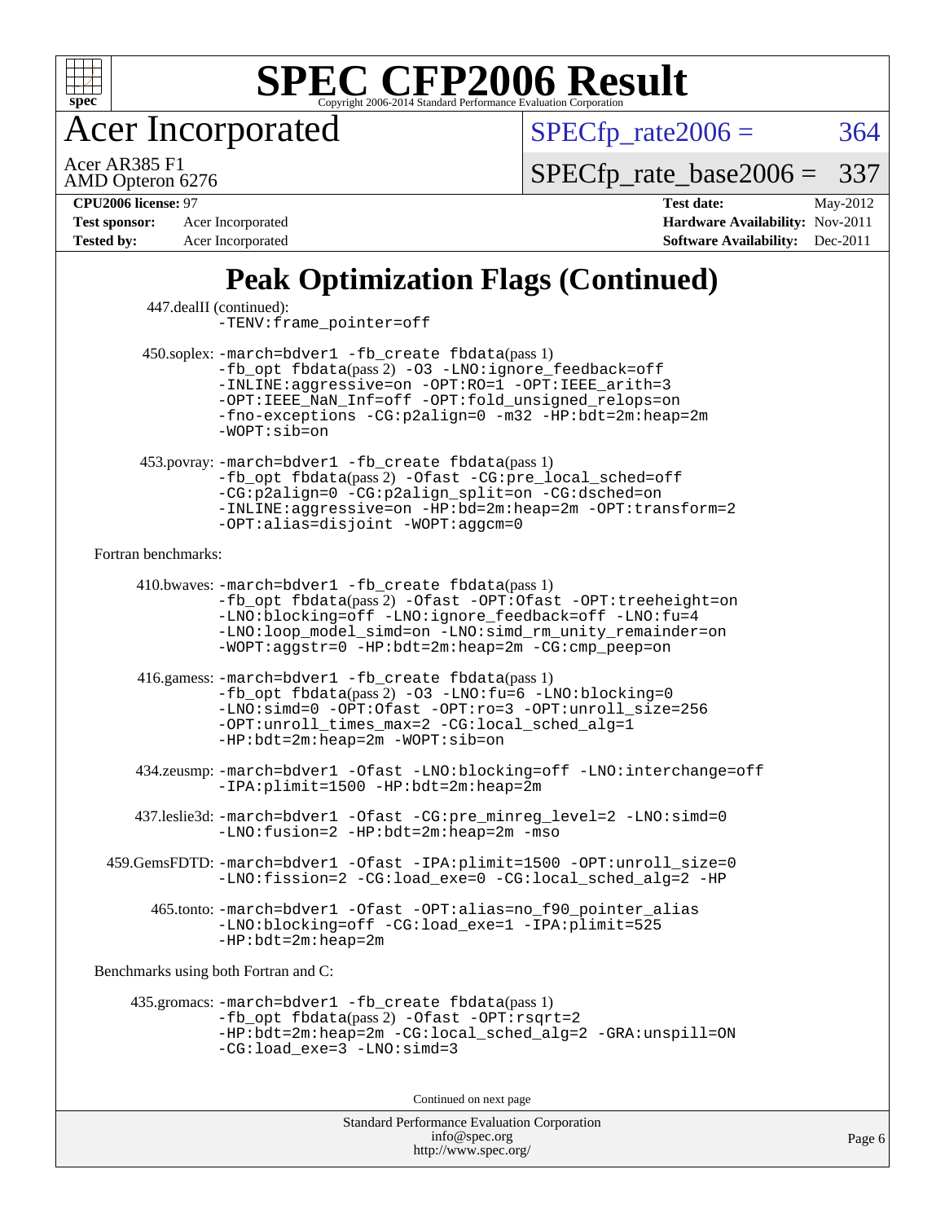# SPEC CFP2006 Result

Copyright 2006-2014 Standard Performance Evaluation Corporation

## Acer Incorporated

Acer AR385 F1
AMD Opteron 6276

SPECfp_rate2006 = 364
SPECfp_rate_base2006 = 337

**CPU2006 license:** 97
**Test sponsor:** Acer Incorporated
**Tested by:** Acer Incorporated

**Test date:** May-2012
**Hardware Availability:** Nov-2011
**Software Availability:** Dec-2011

## Peak Optimization Flags (Continued)

447.dealII (continued):
-TENV:frame_pointer=off

450.soplex: -march=bdver1 -fb_create fbdata(pass 1) -fb_opt fbdata(pass 2) -O3 -LNO:ignore_feedback=off -INLINE:aggressive=on -OPT:RO=1 -OPT:IEEE_arith=3 -OPT:IEEE_NaN_Inf=off -OPT:fold_unsigned_relops=on -fno-exceptions -CG:p2align=0 -m32 -HP:bdt=2m:heap=2m -WOPT:sib=on

453.povray: -march=bdver1 -fb_create fbdata(pass 1) -fb_opt fbdata(pass 2) -Ofast -CG:pre_local_sched=off -CG:p2align=0 -CG:p2align_split=on -CG:dsched=on -INLINE:aggressive=on -HP:bd=2m:heap=2m -OPT:transform=2 -OPT:alias=disjoint -WOPT:aggcm=0

Fortran benchmarks:

410.bwaves: -march=bdver1 -fb_create fbdata(pass 1) -fb_opt fbdata(pass 2) -Ofast -OPT:Ofast -OPT:treeheight=on -LNO:blocking=off -LNO:ignore_feedback=off -LNO:fu=4 -LNO:loop_model_simd=on -LNO:simd_rm_unity_remainder=on -WOPT:aggstr=0 -HP:bdt=2m:heap=2m -CG:cmp_peep=on

416.gamess: -march=bdver1 -fb_create fbdata(pass 1) -fb_opt fbdata(pass 2) -O3 -LNO:fu=6 -LNO:blocking=0 -LNO:simd=0 -OPT:Ofast -OPT:ro=3 -OPT:unroll_size=256 -OPT:unroll_times_max=2 -CG:local_sched_alg=1 -HP:bdt=2m:heap=2m -WOPT:sib=on

434.zeusmp: -march=bdver1 -Ofast -LNO:blocking=off -LNO:interchange=off -IPA:plimit=1500 -HP:bdt=2m:heap=2m

437.leslie3d: -march=bdver1 -Ofast -CG:pre_minreg_level=2 -LNO:simd=0 -LNO:fusion=2 -HP:bdt=2m:heap=2m -mso

459.GemsFDTD: -march=bdver1 -Ofast -IPA:plimit=1500 -OPT:unroll_size=0 -LNO:fission=2 -CG:load_exe=0 -CG:local_sched_alg=2 -HP

465.tonto: -march=bdver1 -Ofast -OPT:alias=no_f90_pointer_alias -LNO:blocking=off -CG:load_exe=1 -IPA:plimit=525 -HP:bdt=2m:heap=2m

Benchmarks using both Fortran and C:

435.gromacs: -march=bdver1 -fb_create fbdata(pass 1) -fb_opt fbdata(pass 2) -Ofast -OPT:rsqrt=2 -HP:bdt=2m:heap=2m -CG:local_sched_alg=2 -GRA:unspill=ON -CG:load_exe=3 -LNO:simd=3

Continued on next page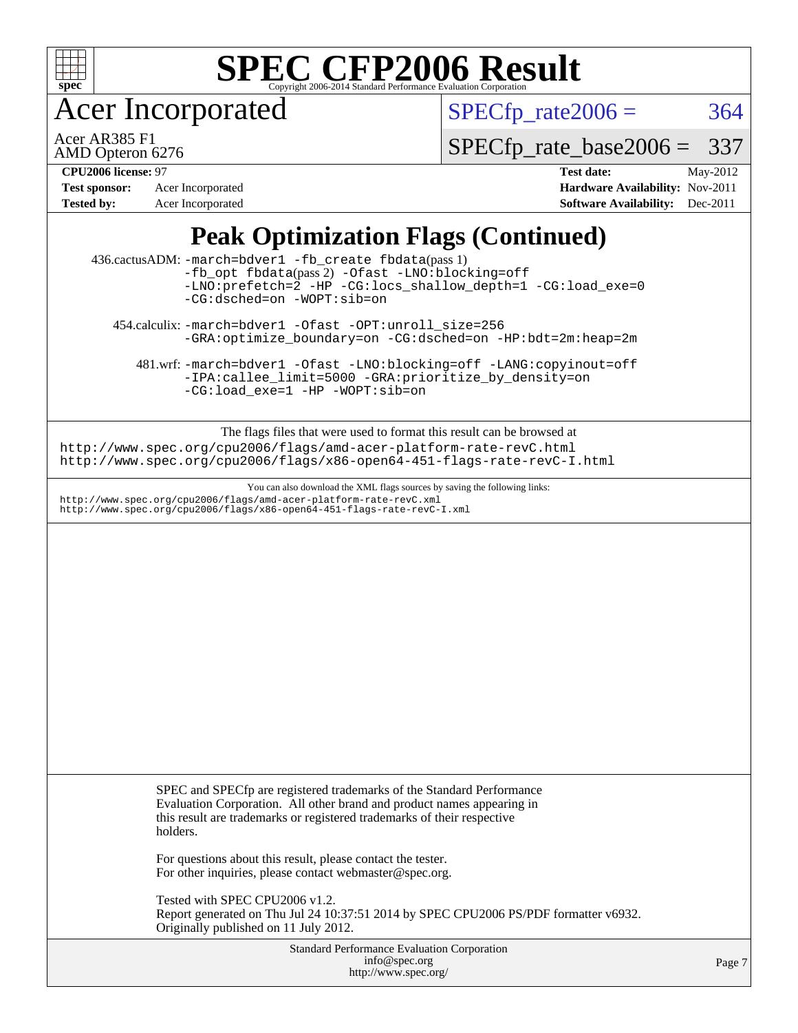# SPEC CFP2006 Result

Copyright 2006-2014 Standard Performance Evaluation Corporation

## Acer Incorporated

Acer AR385 F1
AMD Opteron 6276

SPECfp_rate2006 = 364
SPECfp_rate_base2006 = 337

| | | | |
|---|---|---|---|
| **CPU2006 license:** 97 | | **Test date:** | May-2012 |
| **Test sponsor:** | Acer Incorporated | **Hardware Availability:** | Nov-2011 |
| **Tested by:** | Acer Incorporated | **Software Availability:** | Dec-2011 |

## Peak Optimization Flags (Continued)

436.cactusADM: -march=bdver1 -fb_create fbdata(pass 1) -fb_opt fbdata(pass 2) -Ofast -LNO:blocking=off -LNO:prefetch=2 -HP -CG:locs_shallow_depth=1 -CG:load_exe=0 -CG:dsched=on -WOPT:sib=on

454.calculix: -march=bdver1 -Ofast -OPT:unroll_size=256 -GRA:optimize_boundary=on -CG:dsched=on -HP:bdt=2m:heap=2m

481.wrf: -march=bdver1 -Ofast -LNO:blocking=off -LANG:copyinout=off -IPA:callee_limit=5000 -GRA:prioritize_by_density=on -CG:load_exe=1 -HP -WOPT:sib=on

The flags files that were used to format this result can be browsed at
http://www.spec.org/cpu2006/flags/amd-acer-platform-rate-revC.html
http://www.spec.org/cpu2006/flags/x86-open64-451-flags-rate-revC-I.html

You can also download the XML flags sources by saving the following links:
http://www.spec.org/cpu2006/flags/amd-acer-platform-rate-revC.xml
http://www.spec.org/cpu2006/flags/x86-open64-451-flags-rate-revC-I.xml

SPEC and SPECfp are registered trademarks of the Standard Performance Evaluation Corporation. All other brand and product names appearing in this result are trademarks or registered trademarks of their respective holders.

For questions about this result, please contact the tester.
For other inquiries, please contact webmaster@spec.org.

Tested with SPEC CPU2006 v1.2.
Report generated on Thu Jul 24 10:37:51 2014 by SPEC CPU2006 PS/PDF formatter v6932.
Originally published on 11 July 2012.

Standard Performance Evaluation Corporation
info@spec.org
http://www.spec.org/